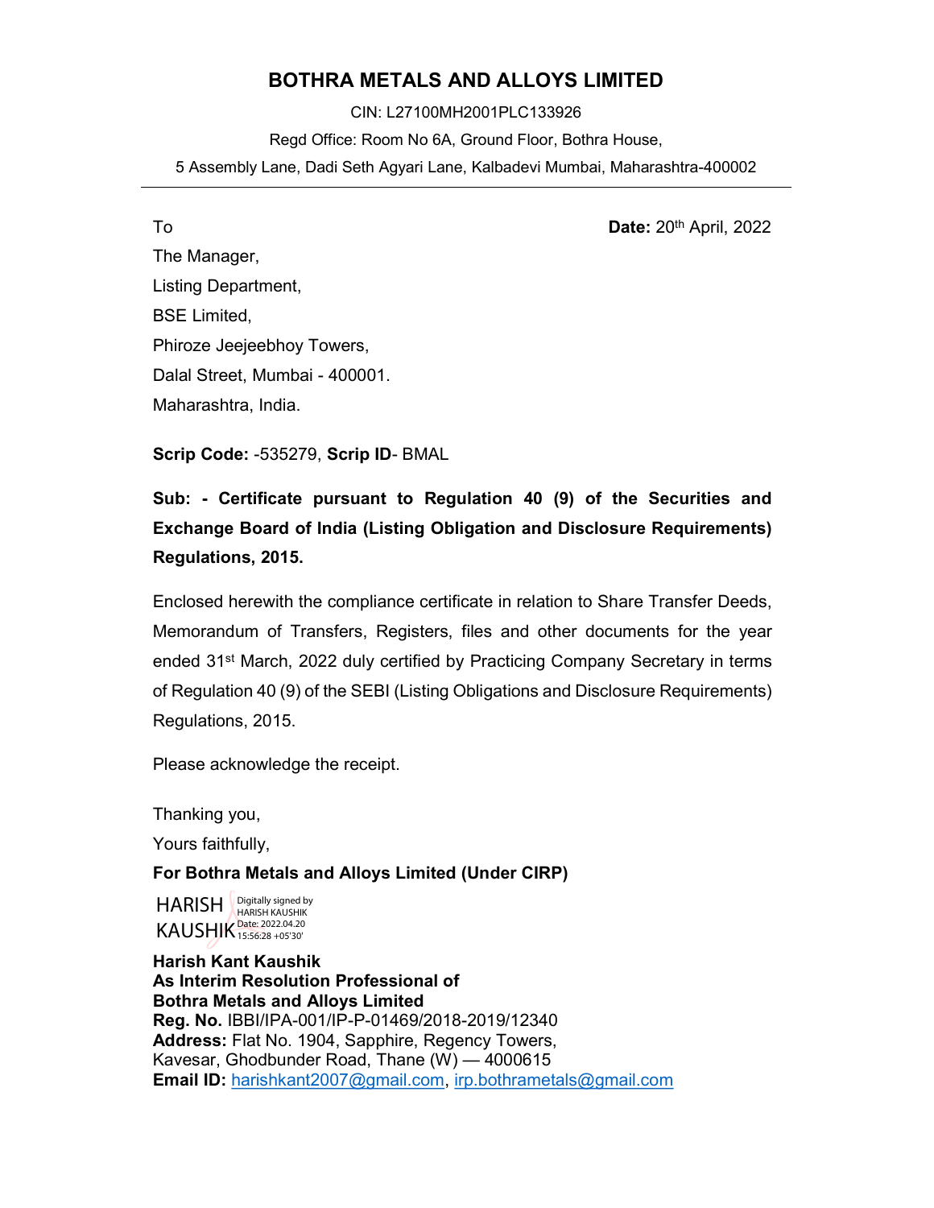# BOTHRA METALS AND ALLOYS LIMITED

CIN: L27100MH2001PLC133926

Regd Office: Room No 6A, Ground Floor, Bothra House,

5 Assembly Lane, Dadi Seth Agyari Lane, Kalbadevi Mumbai, Maharashtra-400002

---

To

**Date:** 20th April, 2022

The Manager,
Listing Department,
BSE Limited,
Phiroze Jeejeebhoy Towers,
Dalal Street, Mumbai - 400001.
Maharashtra, India.

**Scrip Code:** -535279, **Scrip ID**- BMAL

**Sub: - Certificate pursuant to Regulation 40 (9) of the Securities and Exchange Board of India (Listing Obligation and Disclosure Requirements) Regulations, 2015.**

Enclosed herewith the compliance certificate in relation to Share Transfer Deeds, Memorandum of Transfers, Registers, files and other documents for the year ended 31st March, 2022 duly certified by Practicing Company Secretary in terms of Regulation 40 (9) of the SEBI (Listing Obligations and Disclosure Requirements) Regulations, 2015.

Please acknowledge the receipt.

Thanking you,

Yours faithfully,

**For Bothra Metals and Alloys Limited (Under CIRP)**

HARISH KAUSHIK
Digitally signed by HARISH KAUSHIK
Date: 2022.04.20 15:56:28 +05'30'

**Harish Kant Kaushik**
**As Interim Resolution Professional of**
**Bothra Metals and Alloys Limited**
**Reg. No.** IBBI/IPA-001/IP-P-01469/2018-2019/12340
**Address:** Flat No. 1904, Sapphire, Regency Towers,
Kavesar, Ghodbunder Road, Thane (W) — 4000615
**Email ID:** harishkant2007@gmail.com, irp.bothrametals@gmail.com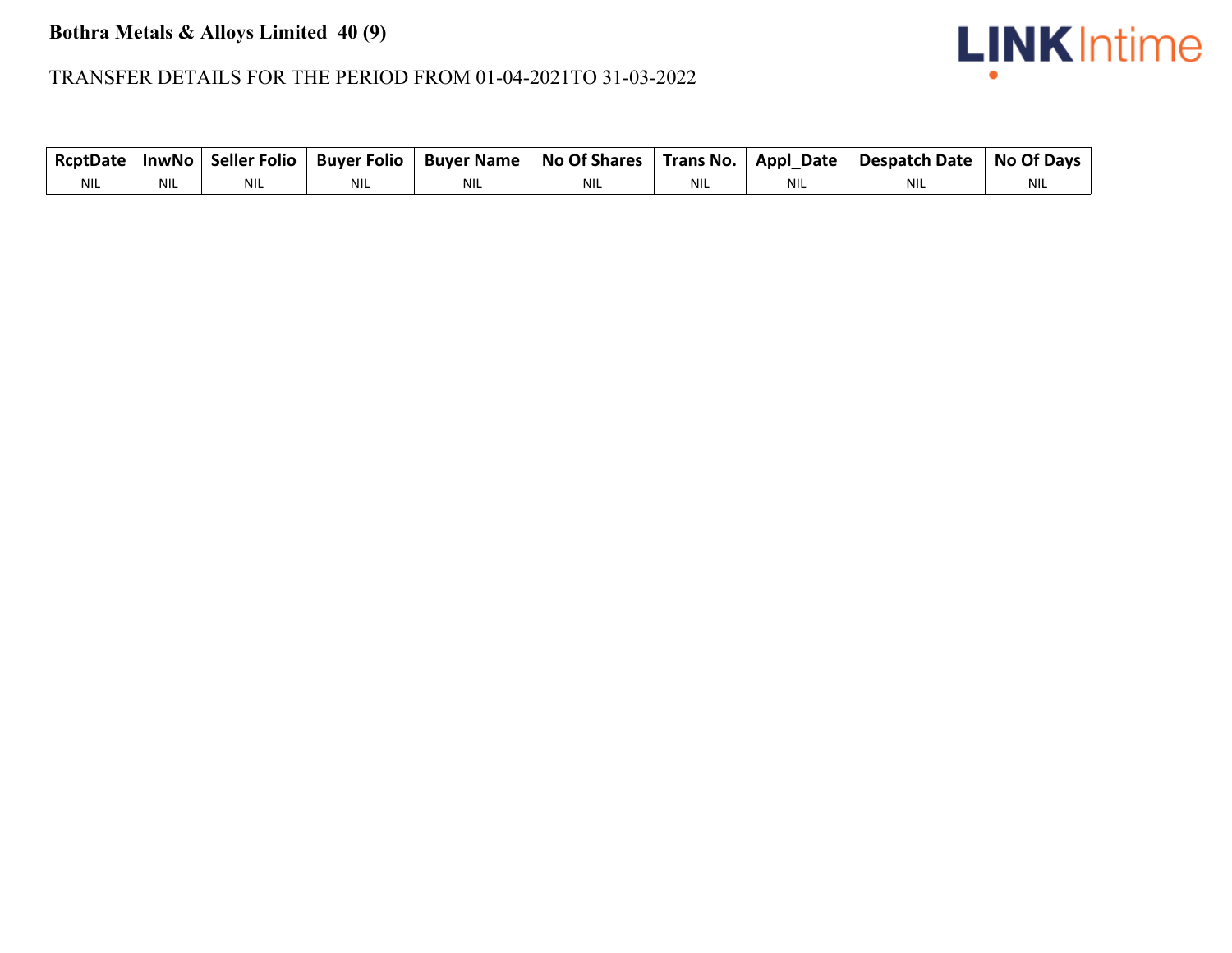**Bothra Metals & Alloys Limited 40 (9)**

TRANSFER DETAILS FOR THE PERIOD FROM 01-04-2021TO 31-03-2022

| RcptDate | InwNo | Seller Folio | Buyer Folio | Buyer Name | No Of Shares | Trans No. | Appl_Date | Despatch Date | No Of Days |
|---|---|---|---|---|---|---|---|---|---|
| NIL | NIL | NIL | NIL | NIL | NIL | NIL | NIL | NIL | NIL |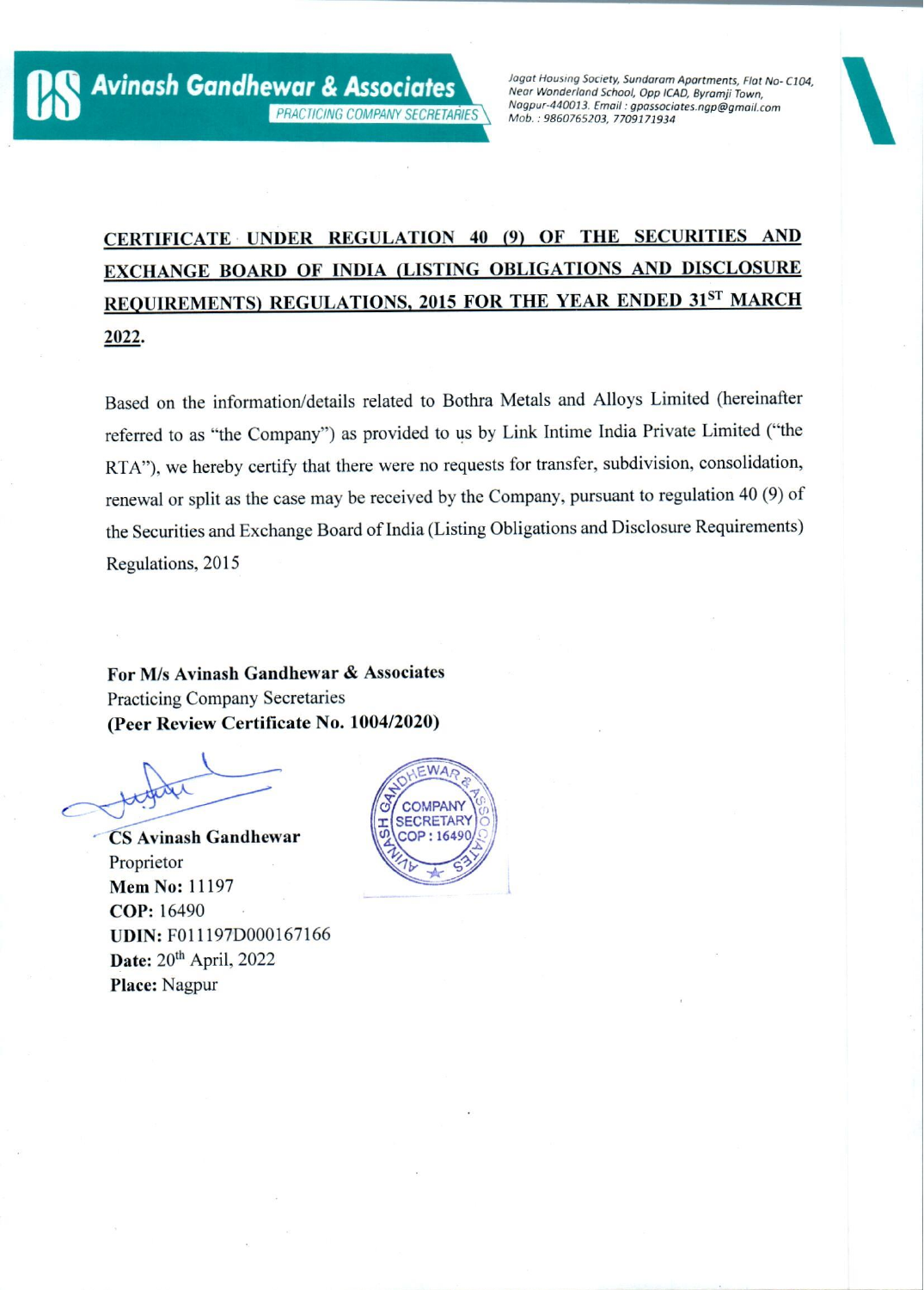**CS Avinash Gandhewar & Associates**
PRACTICING COMPANY SECRETARIES

Jagat Housing Society, Sundaram Apartments, Flat No- C104, Near Wonderland School, Opp ICAD, Byramji Town, Nagpur-440013. Email : gpassociates.ngp@gmail.com
Mob. : 9860765203, 7709171934

## CERTIFICATE UNDER REGULATION 40 (9) OF THE SECURITIES AND EXCHANGE BOARD OF INDIA (LISTING OBLIGATIONS AND DISCLOSURE REQUIREMENTS) REGULATIONS, 2015 FOR THE YEAR ENDED 31ST MARCH 2022.

Based on the information/details related to Bothra Metals and Alloys Limited (hereinafter referred to as "the Company") as provided to us by Link Intime India Private Limited ("the RTA"), we hereby certify that there were no requests for transfer, subdivision, consolidation, renewal or split as the case may be received by the Company, pursuant to regulation 40 (9) of the Securities and Exchange Board of India (Listing Obligations and Disclosure Requirements) Regulations, 2015

**For M/s Avinash Gandhewar & Associates**
Practicing Company Secretaries
**(Peer Review Certificate No. 1004/2020)**

AVINASH GANDHEWAR & ASSOCIATES
COMPANY SECRETARY
COP : 16490

**CS Avinash Gandhewar**
Proprietor
**Mem No:** 11197
**COP:** 16490
**UDIN:** F011197D000167166
**Date:** 20th April, 2022
**Place:** Nagpur